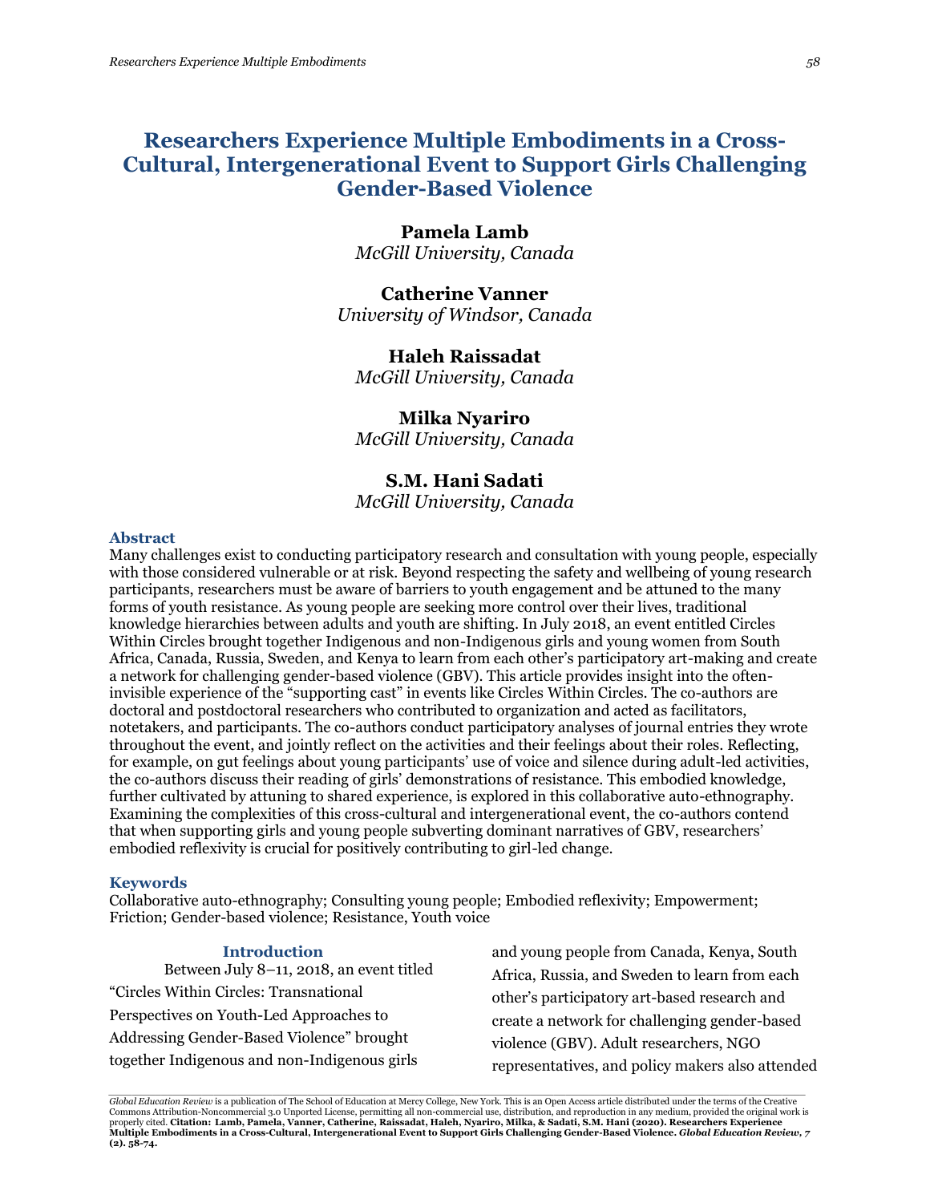# Researchers Experience Multiple Embodiments in a Cross-Cultural, Intergenerational Event to Support Girls Challenging Gender-Based Violence

**Pamela Lamb**
*McGill University, Canada*

**Catherine Vanner**
*University of Windsor, Canada*

**Haleh Raissadat**
*McGill University, Canada*

**Milka Nyariro**
*McGill University, Canada*

**S.M. Hani Sadati**
*McGill University, Canada*

## Abstract

Many challenges exist to conducting participatory research and consultation with young people, especially with those considered vulnerable or at risk. Beyond respecting the safety and wellbeing of young research participants, researchers must be aware of barriers to youth engagement and be attuned to the many forms of youth resistance. As young people are seeking more control over their lives, traditional knowledge hierarchies between adults and youth are shifting. In July 2018, an event entitled Circles Within Circles brought together Indigenous and non-Indigenous girls and young women from South Africa, Canada, Russia, Sweden, and Kenya to learn from each other's participatory art-making and create a network for challenging gender-based violence (GBV). This article provides insight into the often-invisible experience of the "supporting cast" in events like Circles Within Circles. The co-authors are doctoral and postdoctoral researchers who contributed to organization and acted as facilitators, notetakers, and participants. The co-authors conduct participatory analyses of journal entries they wrote throughout the event, and jointly reflect on the activities and their feelings about their roles. Reflecting, for example, on gut feelings about young participants' use of voice and silence during adult-led activities, the co-authors discuss their reading of girls' demonstrations of resistance. This embodied knowledge, further cultivated by attuning to shared experience, is explored in this collaborative auto-ethnography. Examining the complexities of this cross-cultural and intergenerational event, the co-authors contend that when supporting girls and young people subverting dominant narratives of GBV, researchers' embodied reflexivity is crucial for positively contributing to girl-led change.

## Keywords

Collaborative auto-ethnography; Consulting young people; Embodied reflexivity; Empowerment; Friction; Gender-based violence; Resistance, Youth voice

## Introduction

Between July 8–11, 2018, an event titled "Circles Within Circles: Transnational Perspectives on Youth-Led Approaches to Addressing Gender-Based Violence" brought together Indigenous and non-Indigenous girls and young people from Canada, Kenya, South Africa, Russia, and Sweden to learn from each other's participatory art-based research and create a network for challenging gender-based violence (GBV). Adult researchers, NGO representatives, and policy makers also attended

*Global Education Review* is a publication of The School of Education at Mercy College, New York. This is an Open Access article distributed under the terms of the Creative Commons Attribution-Noncommercial 3.0 Unported License, permitting all non-commercial use, distribution, and reproduction in any medium, provided the original work is properly cited. **Citation: Lamb, Pamela, Vanner, Catherine, Raissadat, Haleh, Nyariro, Milka, & Sadati, S.M. Hani (2020). Researchers Experience Multiple Embodiments in a Cross-Cultural, Intergenerational Event to Support Girls Challenging Gender-Based Violence. *Global Education Review, 7* (2). 58-74.**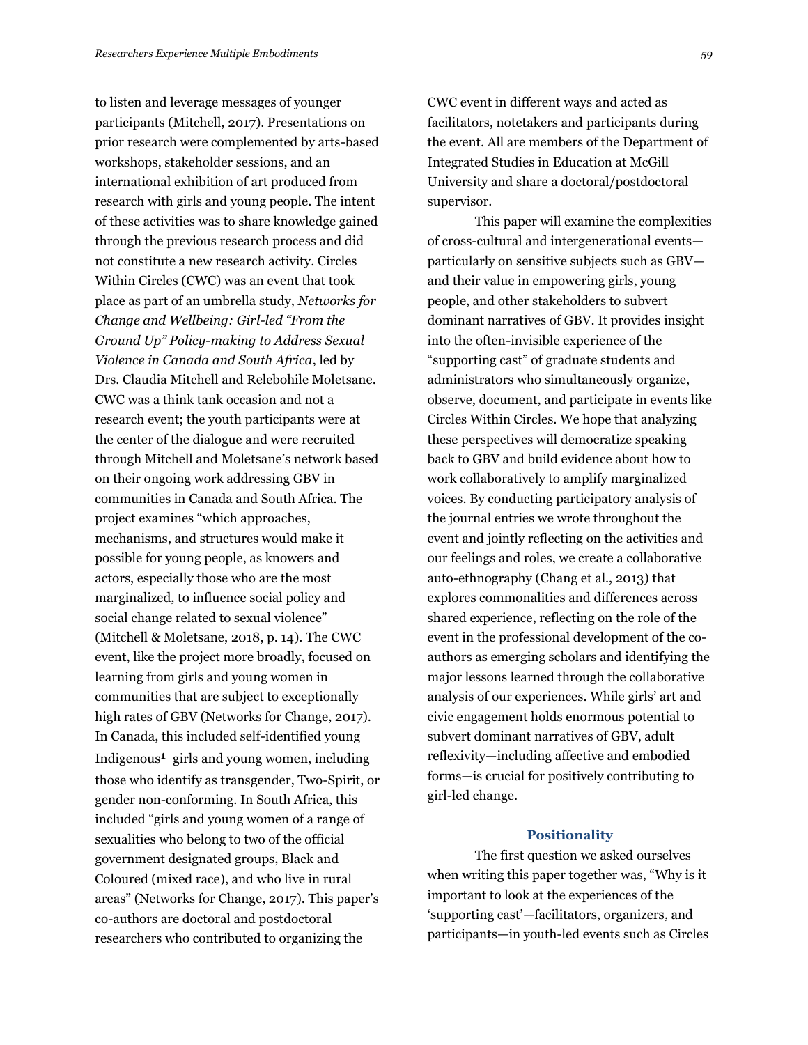to listen and leverage messages of younger participants (Mitchell, 2017). Presentations on prior research were complemented by arts-based workshops, stakeholder sessions, and an international exhibition of art produced from research with girls and young people. The intent of these activities was to share knowledge gained through the previous research process and did not constitute a new research activity. Circles Within Circles (CWC) was an event that took place as part of an umbrella study, *Networks for Change and Wellbeing: Girl-led "From the Ground Up" Policy-making to Address Sexual Violence in Canada and South Africa*, led by Drs. Claudia Mitchell and Relebohile Moletsane. CWC was a think tank occasion and not a research event; the youth participants were at the center of the dialogue and were recruited through Mitchell and Moletsane's network based on their ongoing work addressing GBV in communities in Canada and South Africa. The project examines "which approaches, mechanisms, and structures would make it possible for young people, as knowers and actors, especially those who are the most marginalized, to influence social policy and social change related to sexual violence" (Mitchell & Moletsane, 2018, p. 14). The CWC event, like the project more broadly, focused on learning from girls and young women in communities that are subject to exceptionally high rates of GBV (Networks for Change, 2017). In Canada, this included self-identified young Indigenous[1] girls and young women, including those who identify as transgender, Two-Spirit, or gender non-conforming. In South Africa, this included "girls and young women of a range of sexualities who belong to two of the official government designated groups, Black and Coloured (mixed race), and who live in rural areas" (Networks for Change, 2017). This paper's co-authors are doctoral and postdoctoral researchers who contributed to organizing the CWC event in different ways and acted as facilitators, notetakers and participants during the event. All are members of the Department of Integrated Studies in Education at McGill University and share a doctoral/postdoctoral supervisor.

This paper will examine the complexities of cross-cultural and intergenerational events—particularly on sensitive subjects such as GBV—and their value in empowering girls, young people, and other stakeholders to subvert dominant narratives of GBV. It provides insight into the often-invisible experience of the "supporting cast" of graduate students and administrators who simultaneously organize, observe, document, and participate in events like Circles Within Circles. We hope that analyzing these perspectives will democratize speaking back to GBV and build evidence about how to work collaboratively to amplify marginalized voices. By conducting participatory analysis of the journal entries we wrote throughout the event and jointly reflecting on the activities and our feelings and roles, we create a collaborative auto-ethnography (Chang et al., 2013) that explores commonalities and differences across shared experience, reflecting on the role of the event in the professional development of the co-authors as emerging scholars and identifying the major lessons learned through the collaborative analysis of our experiences. While girls' art and civic engagement holds enormous potential to subvert dominant narratives of GBV, adult reflexivity—including affective and embodied forms—is crucial for positively contributing to girl-led change.

## Positionality

The first question we asked ourselves when writing this paper together was, "Why is it important to look at the experiences of the 'supporting cast'—facilitators, organizers, and participants—in youth-led events such as Circles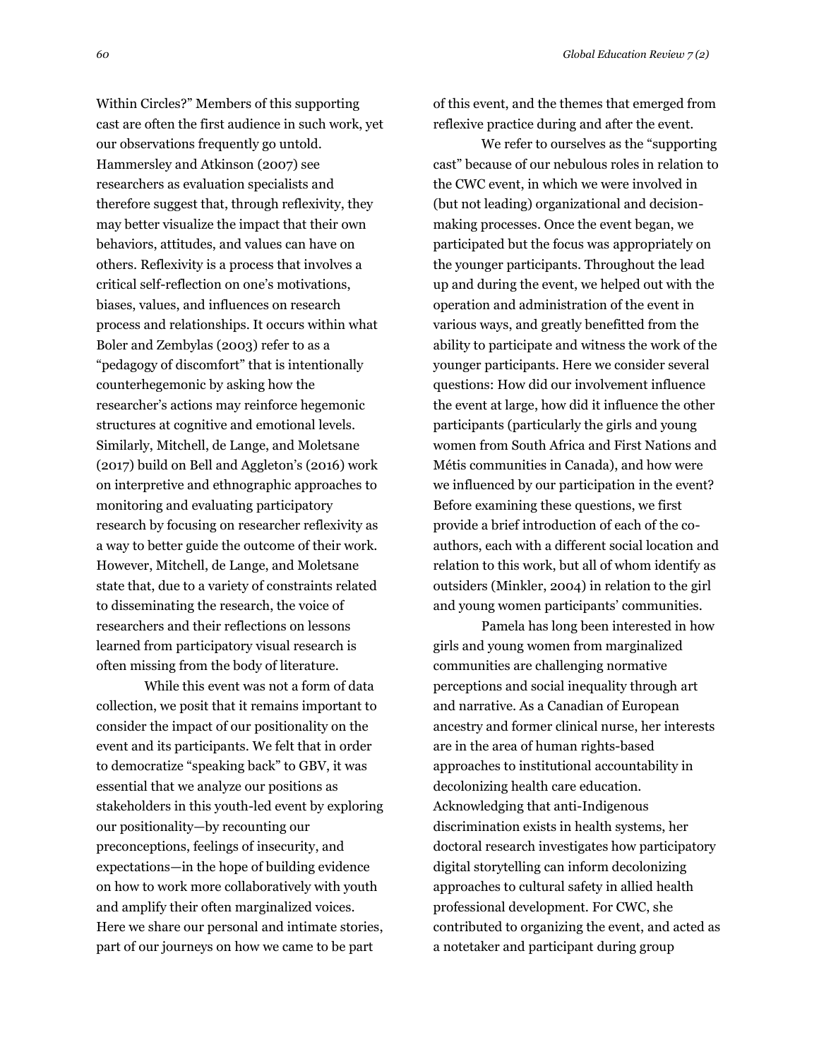Within Circles?" Members of this supporting cast are often the first audience in such work, yet our observations frequently go untold. Hammersley and Atkinson (2007) see researchers as evaluation specialists and therefore suggest that, through reflexivity, they may better visualize the impact that their own behaviors, attitudes, and values can have on others. Reflexivity is a process that involves a critical self-reflection on one's motivations, biases, values, and influences on research process and relationships. It occurs within what Boler and Zembylas (2003) refer to as a "pedagogy of discomfort" that is intentionally counterhegemonic by asking how the researcher's actions may reinforce hegemonic structures at cognitive and emotional levels. Similarly, Mitchell, de Lange, and Moletsane (2017) build on Bell and Aggleton's (2016) work on interpretive and ethnographic approaches to monitoring and evaluating participatory research by focusing on researcher reflexivity as a way to better guide the outcome of their work. However, Mitchell, de Lange, and Moletsane state that, due to a variety of constraints related to disseminating the research, the voice of researchers and their reflections on lessons learned from participatory visual research is often missing from the body of literature.

While this event was not a form of data collection, we posit that it remains important to consider the impact of our positionality on the event and its participants. We felt that in order to democratize "speaking back" to GBV, it was essential that we analyze our positions as stakeholders in this youth-led event by exploring our positionality—by recounting our preconceptions, feelings of insecurity, and expectations—in the hope of building evidence on how to work more collaboratively with youth and amplify their often marginalized voices. Here we share our personal and intimate stories, part of our journeys on how we came to be part of this event, and the themes that emerged from reflexive practice during and after the event.

We refer to ourselves as the "supporting cast" because of our nebulous roles in relation to the CWC event, in which we were involved in (but not leading) organizational and decision-making processes. Once the event began, we participated but the focus was appropriately on the younger participants. Throughout the lead up and during the event, we helped out with the operation and administration of the event in various ways, and greatly benefitted from the ability to participate and witness the work of the younger participants. Here we consider several questions: How did our involvement influence the event at large, how did it influence the other participants (particularly the girls and young women from South Africa and First Nations and Métis communities in Canada), and how were we influenced by our participation in the event? Before examining these questions, we first provide a brief introduction of each of the co-authors, each with a different social location and relation to this work, but all of whom identify as outsiders (Minkler, 2004) in relation to the girl and young women participants' communities.

Pamela has long been interested in how girls and young women from marginalized communities are challenging normative perceptions and social inequality through art and narrative. As a Canadian of European ancestry and former clinical nurse, her interests are in the area of human rights-based approaches to institutional accountability in decolonizing health care education. Acknowledging that anti-Indigenous discrimination exists in health systems, her doctoral research investigates how participatory digital storytelling can inform decolonizing approaches to cultural safety in allied health professional development. For CWC, she contributed to organizing the event, and acted as a notetaker and participant during group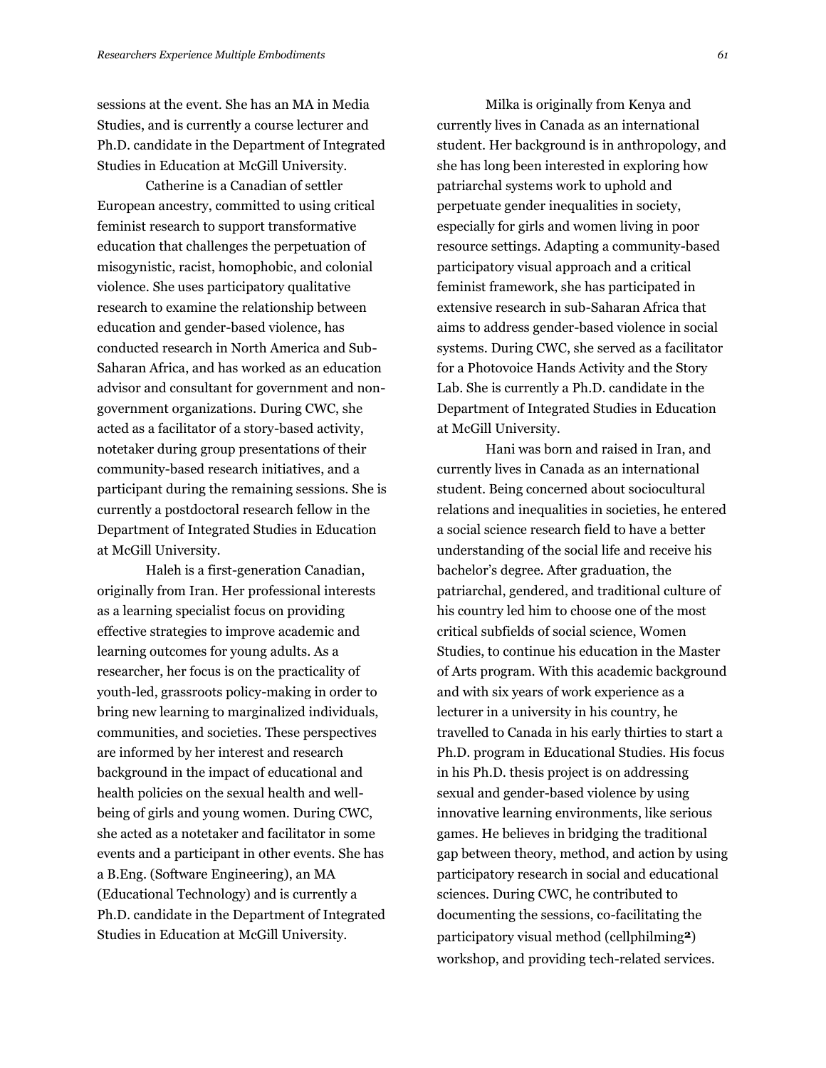sessions at the event. She has an MA in Media Studies, and is currently a course lecturer and Ph.D. candidate in the Department of Integrated Studies in Education at McGill University.

Catherine is a Canadian of settler European ancestry, committed to using critical feminist research to support transformative education that challenges the perpetuation of misogynistic, racist, homophobic, and colonial violence. She uses participatory qualitative research to examine the relationship between education and gender-based violence, has conducted research in North America and Sub-Saharan Africa, and has worked as an education advisor and consultant for government and non-government organizations. During CWC, she acted as a facilitator of a story-based activity, notetaker during group presentations of their community-based research initiatives, and a participant during the remaining sessions. She is currently a postdoctoral research fellow in the Department of Integrated Studies in Education at McGill University.

Haleh is a first-generation Canadian, originally from Iran. Her professional interests as a learning specialist focus on providing effective strategies to improve academic and learning outcomes for young adults. As a researcher, her focus is on the practicality of youth-led, grassroots policy-making in order to bring new learning to marginalized individuals, communities, and societies. These perspectives are informed by her interest and research background in the impact of educational and health policies on the sexual health and well-being of girls and young women. During CWC, she acted as a notetaker and facilitator in some events and a participant in other events. She has a B.Eng. (Software Engineering), an MA (Educational Technology) and is currently a Ph.D. candidate in the Department of Integrated Studies in Education at McGill University.

Milka is originally from Kenya and currently lives in Canada as an international student. Her background is in anthropology, and she has long been interested in exploring how patriarchal systems work to uphold and perpetuate gender inequalities in society, especially for girls and women living in poor resource settings. Adapting a community-based participatory visual approach and a critical feminist framework, she has participated in extensive research in sub-Saharan Africa that aims to address gender-based violence in social systems. During CWC, she served as a facilitator for a Photovoice Hands Activity and the Story Lab. She is currently a Ph.D. candidate in the Department of Integrated Studies in Education at McGill University.

Hani was born and raised in Iran, and currently lives in Canada as an international student. Being concerned about sociocultural relations and inequalities in societies, he entered a social science research field to have a better understanding of the social life and receive his bachelor's degree. After graduation, the patriarchal, gendered, and traditional culture of his country led him to choose one of the most critical subfields of social science, Women Studies, to continue his education in the Master of Arts program. With this academic background and with six years of work experience as a lecturer in a university in his country, he travelled to Canada in his early thirties to start a Ph.D. program in Educational Studies. His focus in his Ph.D. thesis project is on addressing sexual and gender-based violence by using innovative learning environments, like serious games. He believes in bridging the traditional gap between theory, method, and action by using participatory research in social and educational sciences. During CWC, he contributed to documenting the sessions, co-facilitating the participatory visual method (cellphilming[2]) workshop, and providing tech-related services.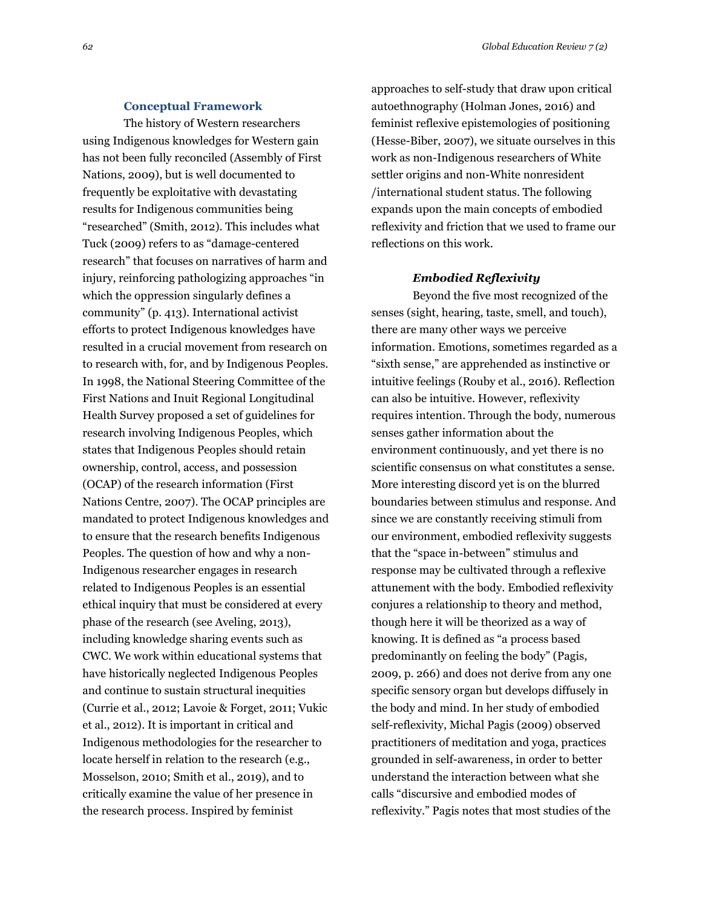## Conceptual Framework

The history of Western researchers using Indigenous knowledges for Western gain has not been fully reconciled (Assembly of First Nations, 2009), but is well documented to frequently be exploitative with devastating results for Indigenous communities being "researched" (Smith, 2012). This includes what Tuck (2009) refers to as "damage-centered research" that focuses on narratives of harm and injury, reinforcing pathologizing approaches "in which the oppression singularly defines a community" (p. 413). International activist efforts to protect Indigenous knowledges have resulted in a crucial movement from research on to research with, for, and by Indigenous Peoples. In 1998, the National Steering Committee of the First Nations and Inuit Regional Longitudinal Health Survey proposed a set of guidelines for research involving Indigenous Peoples, which states that Indigenous Peoples should retain ownership, control, access, and possession (OCAP) of the research information (First Nations Centre, 2007). The OCAP principles are mandated to protect Indigenous knowledges and to ensure that the research benefits Indigenous Peoples. The question of how and why a non-Indigenous researcher engages in research related to Indigenous Peoples is an essential ethical inquiry that must be considered at every phase of the research (see Aveling, 2013), including knowledge sharing events such as CWC. We work within educational systems that have historically neglected Indigenous Peoples and continue to sustain structural inequities (Currie et al., 2012; Lavoie & Forget, 2011; Vukic et al., 2012). It is important in critical and Indigenous methodologies for the researcher to locate herself in relation to the research (e.g., Mosselson, 2010; Smith et al., 2019), and to critically examine the value of her presence in the research process. Inspired by feminist approaches to self-study that draw upon critical autoethnography (Holman Jones, 2016) and feminist reflexive epistemologies of positioning (Hesse-Biber, 2007), we situate ourselves in this work as non-Indigenous researchers of White settler origins and non-White nonresident /international student status. The following expands upon the main concepts of embodied reflexivity and friction that we used to frame our reflections on this work.

### *Embodied Reflexivity*

Beyond the five most recognized of the senses (sight, hearing, taste, smell, and touch), there are many other ways we perceive information. Emotions, sometimes regarded as a "sixth sense," are apprehended as instinctive or intuitive feelings (Rouby et al., 2016). Reflection can also be intuitive. However, reflexivity requires intention. Through the body, numerous senses gather information about the environment continuously, and yet there is no scientific consensus on what constitutes a sense. More interesting discord yet is on the blurred boundaries between stimulus and response. And since we are constantly receiving stimuli from our environment, embodied reflexivity suggests that the "space in-between" stimulus and response may be cultivated through a reflexive attunement with the body. Embodied reflexivity conjures a relationship to theory and method, though here it will be theorized as a way of knowing. It is defined as "a process based predominantly on feeling the body" (Pagis, 2009, p. 266) and does not derive from any one specific sensory organ but develops diffusely in the body and mind. In her study of embodied self-reflexivity, Michal Pagis (2009) observed practitioners of meditation and yoga, practices grounded in self-awareness, in order to better understand the interaction between what she calls "discursive and embodied modes of reflexivity." Pagis notes that most studies of the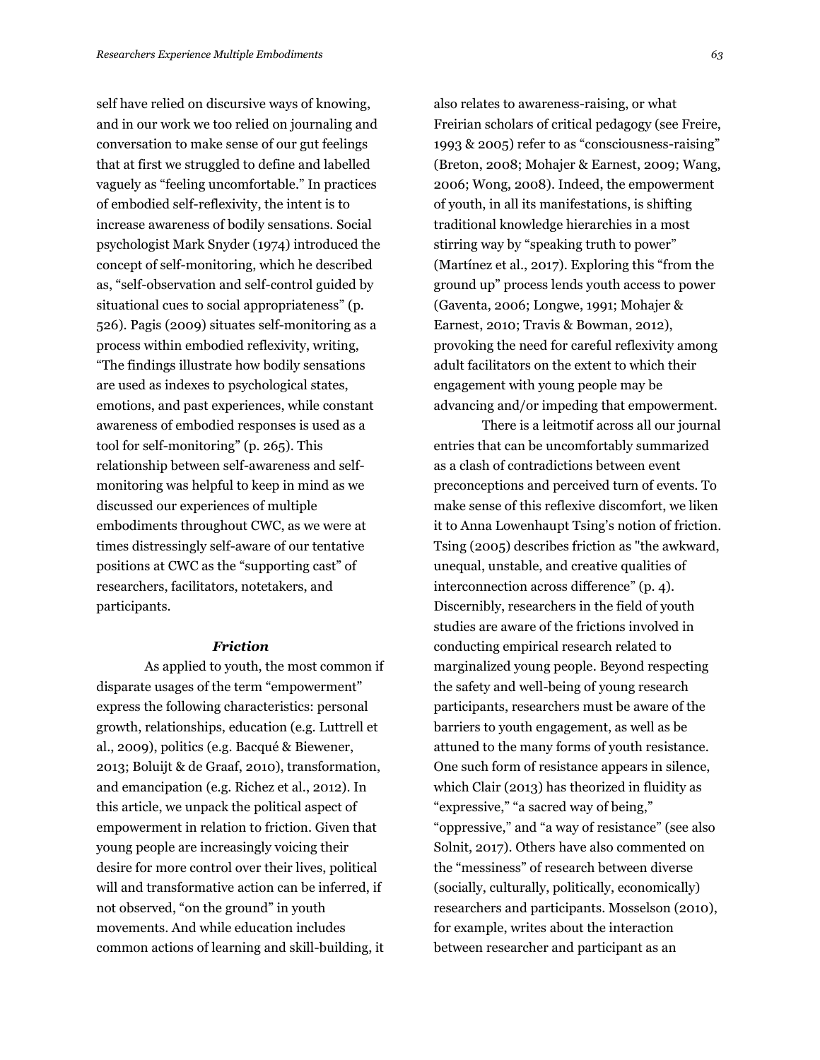self have relied on discursive ways of knowing, and in our work we too relied on journaling and conversation to make sense of our gut feelings that at first we struggled to define and labelled vaguely as "feeling uncomfortable." In practices of embodied self-reflexivity, the intent is to increase awareness of bodily sensations. Social psychologist Mark Snyder (1974) introduced the concept of self-monitoring, which he described as, "self-observation and self-control guided by situational cues to social appropriateness" (p. 526). Pagis (2009) situates self-monitoring as a process within embodied reflexivity, writing, "The findings illustrate how bodily sensations are used as indexes to psychological states, emotions, and past experiences, while constant awareness of embodied responses is used as a tool for self-monitoring" (p. 265). This relationship between self-awareness and self-monitoring was helpful to keep in mind as we discussed our experiences of multiple embodiments throughout CWC, as we were at times distressingly self-aware of our tentative positions at CWC as the "supporting cast" of researchers, facilitators, notetakers, and participants.

### *Friction*

As applied to youth, the most common if disparate usages of the term "empowerment" express the following characteristics: personal growth, relationships, education (e.g. Luttrell et al., 2009), politics (e.g. Bacqué & Biewener, 2013; Boluijt & de Graaf, 2010), transformation, and emancipation (e.g. Richez et al., 2012). In this article, we unpack the political aspect of empowerment in relation to friction. Given that young people are increasingly voicing their desire for more control over their lives, political will and transformative action can be inferred, if not observed, "on the ground" in youth movements. And while education includes common actions of learning and skill-building, it also relates to awareness-raising, or what Freirian scholars of critical pedagogy (see Freire, 1993 & 2005) refer to as "consciousness-raising" (Breton, 2008; Mohajer & Earnest, 2009; Wang, 2006; Wong, 2008). Indeed, the empowerment of youth, in all its manifestations, is shifting traditional knowledge hierarchies in a most stirring way by "speaking truth to power" (Martínez et al., 2017). Exploring this "from the ground up" process lends youth access to power (Gaventa, 2006; Longwe, 1991; Mohajer & Earnest, 2010; Travis & Bowman, 2012), provoking the need for careful reflexivity among adult facilitators on the extent to which their engagement with young people may be advancing and/or impeding that empowerment.

There is a leitmotif across all our journal entries that can be uncomfortably summarized as a clash of contradictions between event preconceptions and perceived turn of events. To make sense of this reflexive discomfort, we liken it to Anna Lowenhaupt Tsing's notion of friction. Tsing (2005) describes friction as "the awkward, unequal, unstable, and creative qualities of interconnection across difference" (p. 4). Discernibly, researchers in the field of youth studies are aware of the frictions involved in conducting empirical research related to marginalized young people. Beyond respecting the safety and well-being of young research participants, researchers must be aware of the barriers to youth engagement, as well as be attuned to the many forms of youth resistance. One such form of resistance appears in silence, which Clair (2013) has theorized in fluidity as "expressive," "a sacred way of being," "oppressive," and "a way of resistance" (see also Solnit, 2017). Others have also commented on the "messiness" of research between diverse (socially, culturally, politically, economically) researchers and participants. Mosselson (2010), for example, writes about the interaction between researcher and participant as an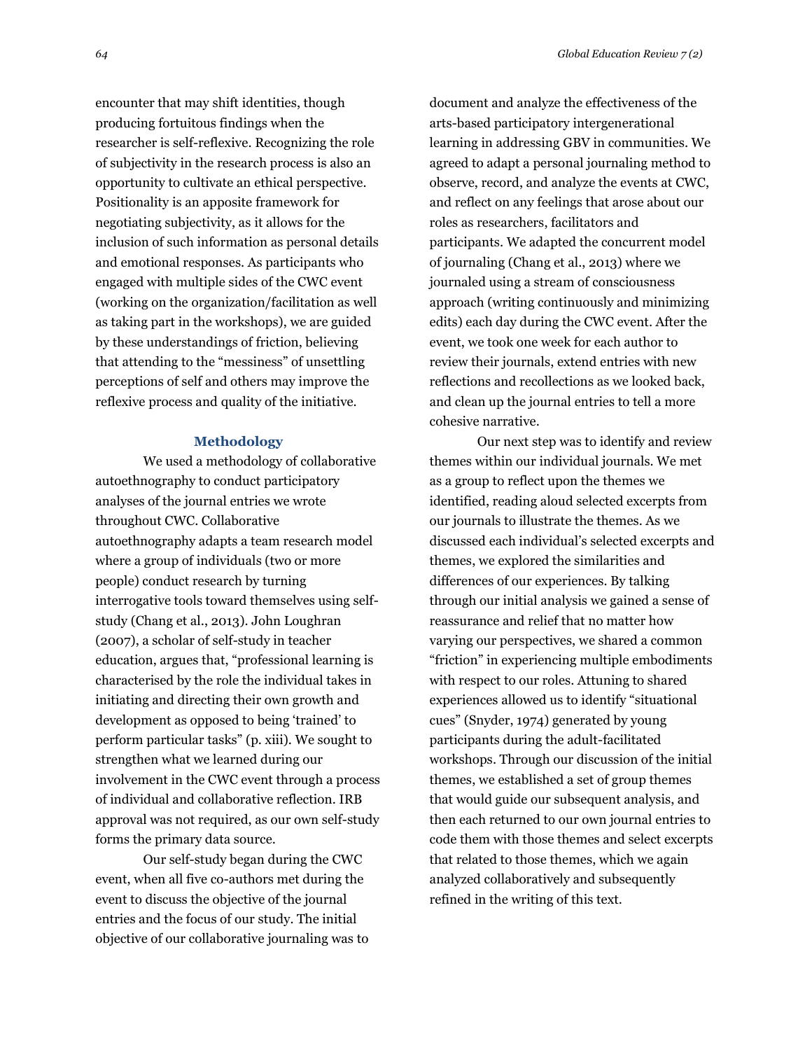encounter that may shift identities, though producing fortuitous findings when the researcher is self-reflexive. Recognizing the role of subjectivity in the research process is also an opportunity to cultivate an ethical perspective. Positionality is an apposite framework for negotiating subjectivity, as it allows for the inclusion of such information as personal details and emotional responses. As participants who engaged with multiple sides of the CWC event (working on the organization/facilitation as well as taking part in the workshops), we are guided by these understandings of friction, believing that attending to the "messiness" of unsettling perceptions of self and others may improve the reflexive process and quality of the initiative.

## Methodology

We used a methodology of collaborative autoethnography to conduct participatory analyses of the journal entries we wrote throughout CWC. Collaborative autoethnography adapts a team research model where a group of individuals (two or more people) conduct research by turning interrogative tools toward themselves using self-study (Chang et al., 2013). John Loughran (2007), a scholar of self-study in teacher education, argues that, "professional learning is characterised by the role the individual takes in initiating and directing their own growth and development as opposed to being 'trained' to perform particular tasks" (p. xiii). We sought to strengthen what we learned during our involvement in the CWC event through a process of individual and collaborative reflection. IRB approval was not required, as our own self-study forms the primary data source.

Our self-study began during the CWC event, when all five co-authors met during the event to discuss the objective of the journal entries and the focus of our study. The initial objective of our collaborative journaling was to document and analyze the effectiveness of the arts-based participatory intergenerational learning in addressing GBV in communities. We agreed to adapt a personal journaling method to observe, record, and analyze the events at CWC, and reflect on any feelings that arose about our roles as researchers, facilitators and participants. We adapted the concurrent model of journaling (Chang et al., 2013) where we journaled using a stream of consciousness approach (writing continuously and minimizing edits) each day during the CWC event. After the event, we took one week for each author to review their journals, extend entries with new reflections and recollections as we looked back, and clean up the journal entries to tell a more cohesive narrative.

Our next step was to identify and review themes within our individual journals. We met as a group to reflect upon the themes we identified, reading aloud selected excerpts from our journals to illustrate the themes. As we discussed each individual's selected excerpts and themes, we explored the similarities and differences of our experiences. By talking through our initial analysis we gained a sense of reassurance and relief that no matter how varying our perspectives, we shared a common "friction" in experiencing multiple embodiments with respect to our roles. Attuning to shared experiences allowed us to identify "situational cues" (Snyder, 1974) generated by young participants during the adult-facilitated workshops. Through our discussion of the initial themes, we established a set of group themes that would guide our subsequent analysis, and then each returned to our own journal entries to code them with those themes and select excerpts that related to those themes, which we again analyzed collaboratively and subsequently refined in the writing of this text.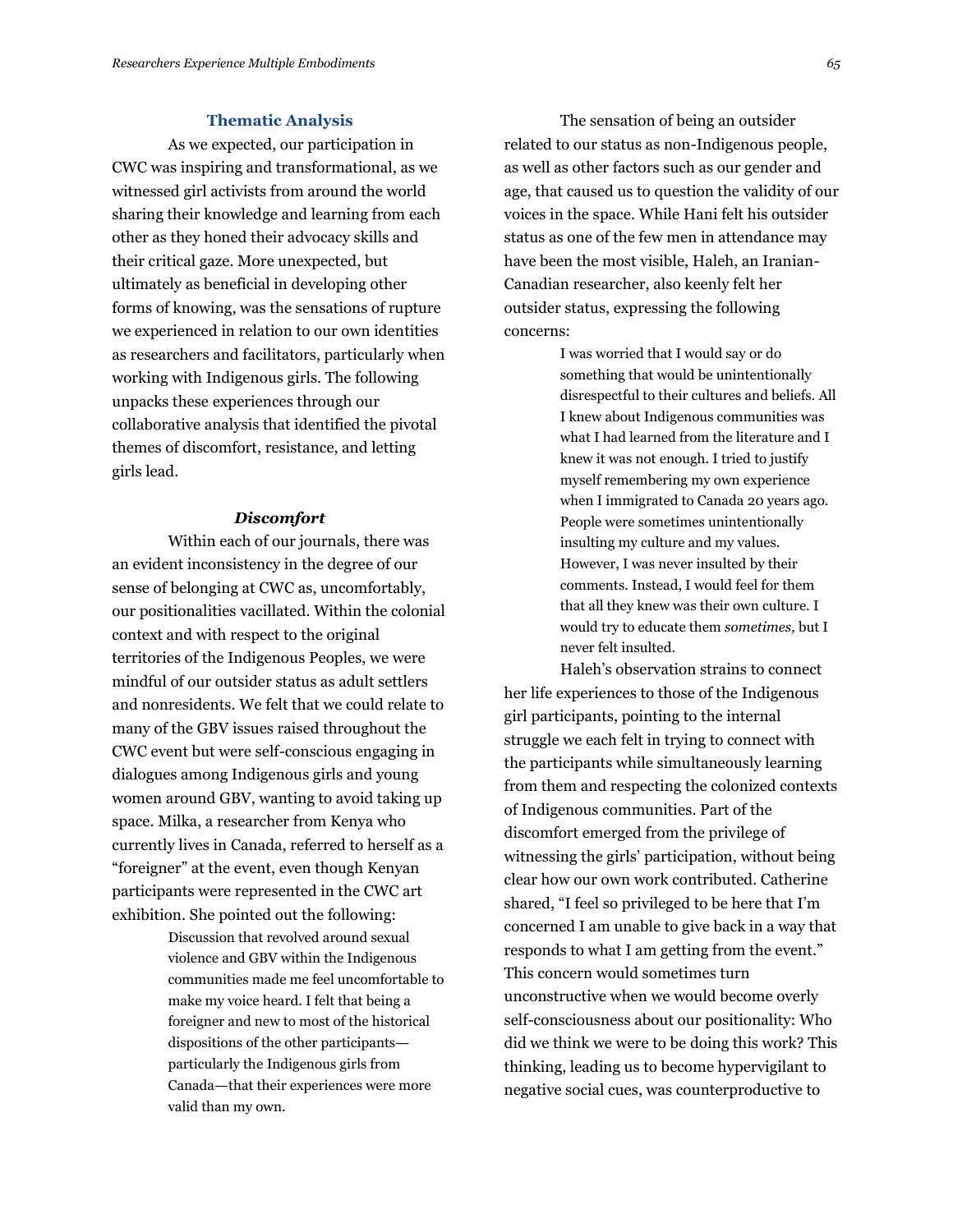## Thematic Analysis

As we expected, our participation in CWC was inspiring and transformational, as we witnessed girl activists from around the world sharing their knowledge and learning from each other as they honed their advocacy skills and their critical gaze. More unexpected, but ultimately as beneficial in developing other forms of knowing, was the sensations of rupture we experienced in relation to our own identities as researchers and facilitators, particularly when working with Indigenous girls. The following unpacks these experiences through our collaborative analysis that identified the pivotal themes of discomfort, resistance, and letting girls lead.

### *Discomfort*

Within each of our journals, there was an evident inconsistency in the degree of our sense of belonging at CWC as, uncomfortably, our positionalities vacillated. Within the colonial context and with respect to the original territories of the Indigenous Peoples, we were mindful of our outsider status as adult settlers and nonresidents. We felt that we could relate to many of the GBV issues raised throughout the CWC event but were self-conscious engaging in dialogues among Indigenous girls and young women around GBV, wanting to avoid taking up space. Milka, a researcher from Kenya who currently lives in Canada, referred to herself as a "foreigner" at the event, even though Kenyan participants were represented in the CWC art exhibition. She pointed out the following:

> Discussion that revolved around sexual violence and GBV within the Indigenous communities made me feel uncomfortable to make my voice heard. I felt that being a foreigner and new to most of the historical dispositions of the other participants—particularly the Indigenous girls from Canada—that their experiences were more valid than my own.

The sensation of being an outsider related to our status as non-Indigenous people, as well as other factors such as our gender and age, that caused us to question the validity of our voices in the space. While Hani felt his outsider status as one of the few men in attendance may have been the most visible, Haleh, an Iranian-Canadian researcher, also keenly felt her outsider status, expressing the following concerns:

> I was worried that I would say or do something that would be unintentionally disrespectful to their cultures and beliefs. All I knew about Indigenous communities was what I had learned from the literature and I knew it was not enough. I tried to justify myself remembering my own experience when I immigrated to Canada 20 years ago. People were sometimes unintentionally insulting my culture and my values. However, I was never insulted by their comments. Instead, I would feel for them that all they knew was their own culture. I would try to educate them *sometimes,* but I never felt insulted.

Haleh's observation strains to connect her life experiences to those of the Indigenous girl participants, pointing to the internal struggle we each felt in trying to connect with the participants while simultaneously learning from them and respecting the colonized contexts of Indigenous communities. Part of the discomfort emerged from the privilege of witnessing the girls' participation, without being clear how our own work contributed. Catherine shared, "I feel so privileged to be here that I'm concerned I am unable to give back in a way that responds to what I am getting from the event." This concern would sometimes turn unconstructive when we would become overly self-consciousness about our positionality: Who did we think we were to be doing this work? This thinking, leading us to become hypervigilant to negative social cues, was counterproductive to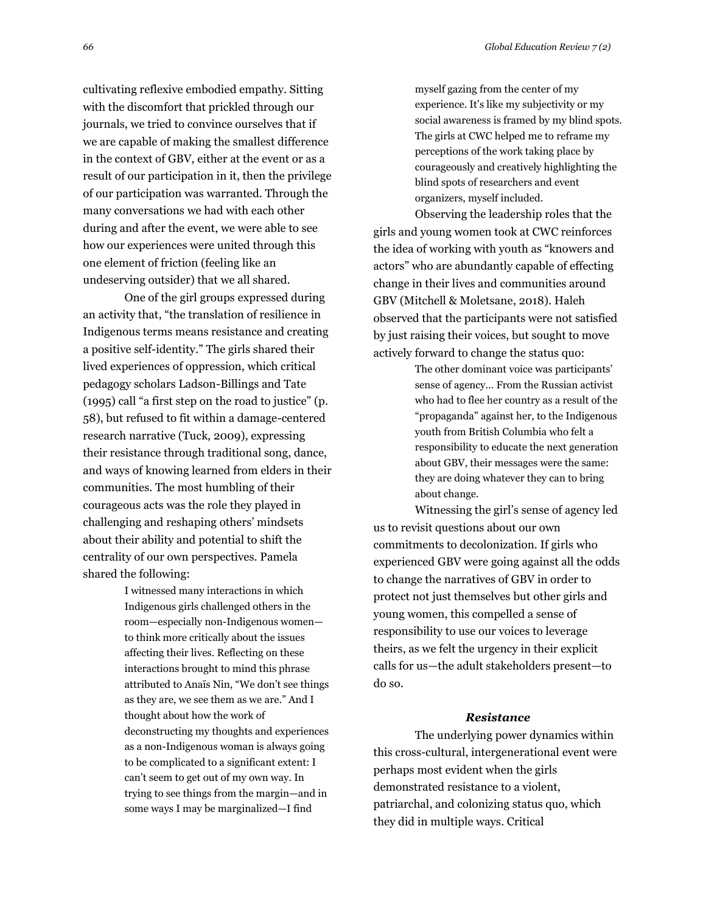cultivating reflexive embodied empathy. Sitting with the discomfort that prickled through our journals, we tried to convince ourselves that if we are capable of making the smallest difference in the context of GBV, either at the event or as a result of our participation in it, then the privilege of our participation was warranted. Through the many conversations we had with each other during and after the event, we were able to see how our experiences were united through this one element of friction (feeling like an undeserving outsider) that we all shared.

One of the girl groups expressed during an activity that, "the translation of resilience in Indigenous terms means resistance and creating a positive self-identity." The girls shared their lived experiences of oppression, which critical pedagogy scholars Ladson-Billings and Tate (1995) call "a first step on the road to justice" (p. 58), but refused to fit within a damage-centered research narrative (Tuck, 2009), expressing their resistance through traditional song, dance, and ways of knowing learned from elders in their communities. The most humbling of their courageous acts was the role they played in challenging and reshaping others' mindsets about their ability and potential to shift the centrality of our own perspectives. Pamela shared the following:

> I witnessed many interactions in which Indigenous girls challenged others in the room—especially non-Indigenous women—to think more critically about the issues affecting their lives. Reflecting on these interactions brought to mind this phrase attributed to Anaïs Nin, "We don't see things as they are, we see them as we are." And I thought about how the work of deconstructing my thoughts and experiences as a non-Indigenous woman is always going to be complicated to a significant extent: I can't seem to get out of my own way. In trying to see things from the margin—and in some ways I may be marginalized—I find myself gazing from the center of my experience. It's like my subjectivity or my social awareness is framed by my blind spots. The girls at CWC helped me to reframe my perceptions of the work taking place by courageously and creatively highlighting the blind spots of researchers and event organizers, myself included.

Observing the leadership roles that the girls and young women took at CWC reinforces the idea of working with youth as "knowers and actors" who are abundantly capable of effecting change in their lives and communities around GBV (Mitchell & Moletsane, 2018). Haleh observed that the participants were not satisfied by just raising their voices, but sought to move actively forward to change the status quo:

> The other dominant voice was participants' sense of agency… From the Russian activist who had to flee her country as a result of the "propaganda" against her, to the Indigenous youth from British Columbia who felt a responsibility to educate the next generation about GBV, their messages were the same: they are doing whatever they can to bring about change.

Witnessing the girl's sense of agency led us to revisit questions about our own commitments to decolonization. If girls who experienced GBV were going against all the odds to change the narratives of GBV in order to protect not just themselves but other girls and young women, this compelled a sense of responsibility to use our voices to leverage theirs, as we felt the urgency in their explicit calls for us—the adult stakeholders present—to do so.

### *Resistance*

The underlying power dynamics within this cross-cultural, intergenerational event were perhaps most evident when the girls demonstrated resistance to a violent, patriarchal, and colonizing status quo, which they did in multiple ways. Critical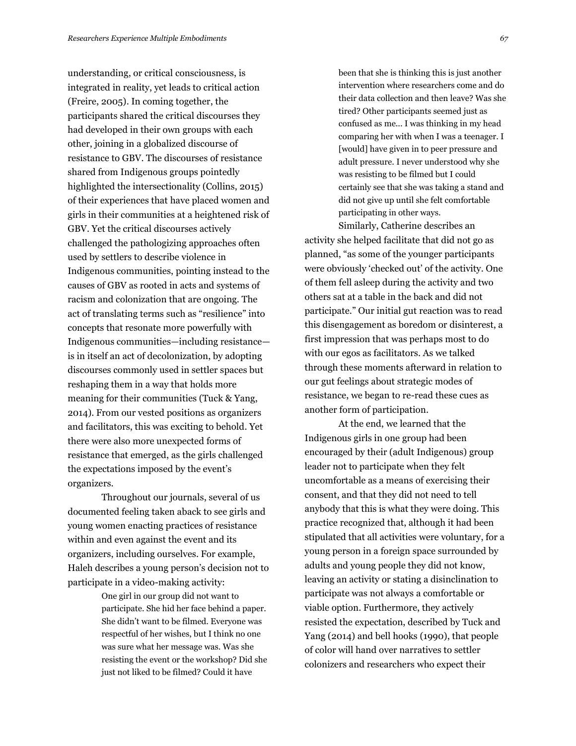understanding, or critical consciousness, is integrated in reality, yet leads to critical action (Freire, 2005). In coming together, the participants shared the critical discourses they had developed in their own groups with each other, joining in a globalized discourse of resistance to GBV. The discourses of resistance shared from Indigenous groups pointedly highlighted the intersectionality (Collins, 2015) of their experiences that have placed women and girls in their communities at a heightened risk of GBV. Yet the critical discourses actively challenged the pathologizing approaches often used by settlers to describe violence in Indigenous communities, pointing instead to the causes of GBV as rooted in acts and systems of racism and colonization that are ongoing. The act of translating terms such as "resilience" into concepts that resonate more powerfully with Indigenous communities—including resistance—is in itself an act of decolonization, by adopting discourses commonly used in settler spaces but reshaping them in a way that holds more meaning for their communities (Tuck & Yang, 2014). From our vested positions as organizers and facilitators, this was exciting to behold. Yet there were also more unexpected forms of resistance that emerged, as the girls challenged the expectations imposed by the event's organizers.

Throughout our journals, several of us documented feeling taken aback to see girls and young women enacting practices of resistance within and even against the event and its organizers, including ourselves. For example, Haleh describes a young person's decision not to participate in a video-making activity:

> One girl in our group did not want to participate. She hid her face behind a paper. She didn't want to be filmed. Everyone was respectful of her wishes, but I think no one was sure what her message was. Was she resisting the event or the workshop? Did she just not liked to be filmed? Could it have been that she is thinking this is just another intervention where researchers come and do their data collection and then leave? Was she tired? Other participants seemed just as confused as me… I was thinking in my head comparing her with when I was a teenager. I [would] have given in to peer pressure and adult pressure. I never understood why she was resisting to be filmed but I could certainly see that she was taking a stand and did not give up until she felt comfortable participating in other ways.

Similarly, Catherine describes an activity she helped facilitate that did not go as planned, "as some of the younger participants were obviously 'checked out' of the activity. One of them fell asleep during the activity and two others sat at a table in the back and did not participate." Our initial gut reaction was to read this disengagement as boredom or disinterest, a first impression that was perhaps most to do with our egos as facilitators. As we talked through these moments afterward in relation to our gut feelings about strategic modes of resistance, we began to re-read these cues as another form of participation.

At the end, we learned that the Indigenous girls in one group had been encouraged by their (adult Indigenous) group leader not to participate when they felt uncomfortable as a means of exercising their consent, and that they did not need to tell anybody that this is what they were doing. This practice recognized that, although it had been stipulated that all activities were voluntary, for a young person in a foreign space surrounded by adults and young people they did not know, leaving an activity or stating a disinclination to participate was not always a comfortable or viable option. Furthermore, they actively resisted the expectation, described by Tuck and Yang (2014) and bell hooks (1990), that people of color will hand over narratives to settler colonizers and researchers who expect their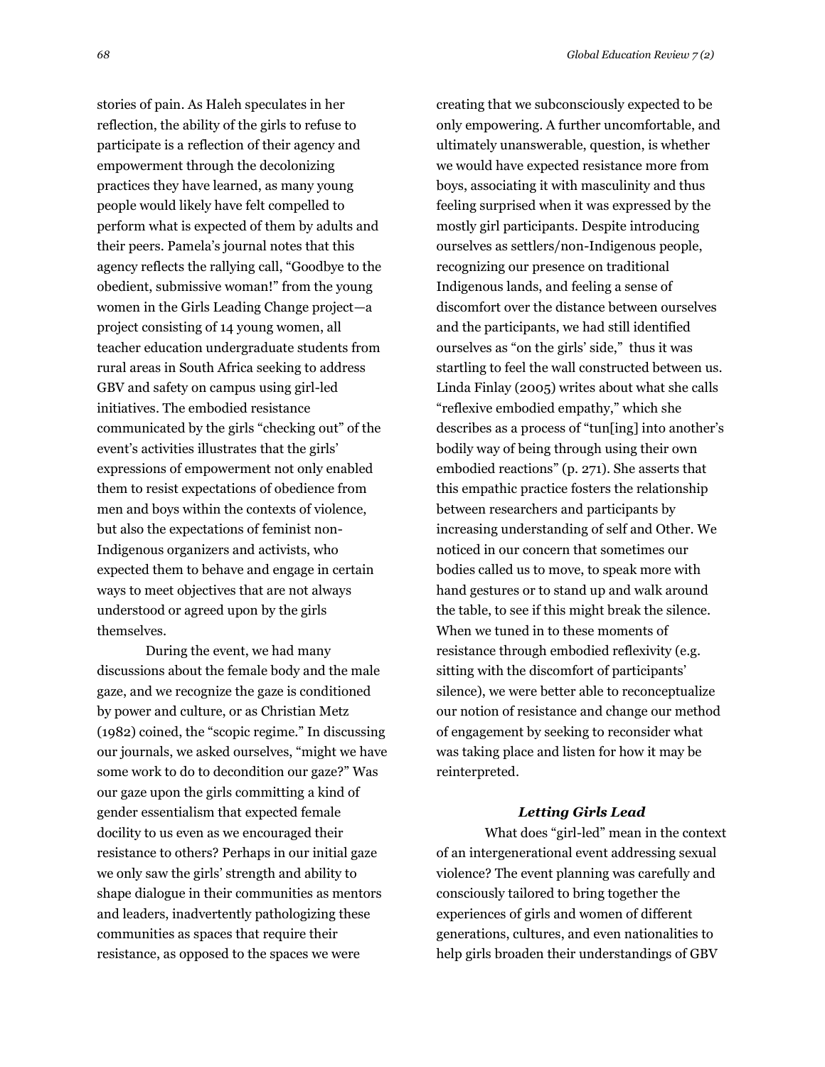stories of pain. As Haleh speculates in her reflection, the ability of the girls to refuse to participate is a reflection of their agency and empowerment through the decolonizing practices they have learned, as many young people would likely have felt compelled to perform what is expected of them by adults and their peers. Pamela's journal notes that this agency reflects the rallying call, "Goodbye to the obedient, submissive woman!" from the young women in the Girls Leading Change project—a project consisting of 14 young women, all teacher education undergraduate students from rural areas in South Africa seeking to address GBV and safety on campus using girl-led initiatives. The embodied resistance communicated by the girls "checking out" of the event's activities illustrates that the girls' expressions of empowerment not only enabled them to resist expectations of obedience from men and boys within the contexts of violence, but also the expectations of feminist non-Indigenous organizers and activists, who expected them to behave and engage in certain ways to meet objectives that are not always understood or agreed upon by the girls themselves.

During the event, we had many discussions about the female body and the male gaze, and we recognize the gaze is conditioned by power and culture, or as Christian Metz (1982) coined, the "scopic regime." In discussing our journals, we asked ourselves, "might we have some work to do to decondition our gaze?" Was our gaze upon the girls committing a kind of gender essentialism that expected female docility to us even as we encouraged their resistance to others? Perhaps in our initial gaze we only saw the girls' strength and ability to shape dialogue in their communities as mentors and leaders, inadvertently pathologizing these communities as spaces that require their resistance, as opposed to the spaces we were creating that we subconsciously expected to be only empowering. A further uncomfortable, and ultimately unanswerable, question, is whether we would have expected resistance more from boys, associating it with masculinity and thus feeling surprised when it was expressed by the mostly girl participants. Despite introducing ourselves as settlers/non-Indigenous people, recognizing our presence on traditional Indigenous lands, and feeling a sense of discomfort over the distance between ourselves and the participants, we had still identified ourselves as "on the girls' side," thus it was startling to feel the wall constructed between us. Linda Finlay (2005) writes about what she calls "reflexive embodied empathy," which she describes as a process of "tun[ing] into another's bodily way of being through using their own embodied reactions" (p. 271). She asserts that this empathic practice fosters the relationship between researchers and participants by increasing understanding of self and Other. We noticed in our concern that sometimes our bodies called us to move, to speak more with hand gestures or to stand up and walk around the table, to see if this might break the silence. When we tuned in to these moments of resistance through embodied reflexivity (e.g. sitting with the discomfort of participants' silence), we were better able to reconceptualize our notion of resistance and change our method of engagement by seeking to reconsider what was taking place and listen for how it may be reinterpreted.

### *Letting Girls Lead*

What does "girl-led" mean in the context of an intergenerational event addressing sexual violence? The event planning was carefully and consciously tailored to bring together the experiences of girls and women of different generations, cultures, and even nationalities to help girls broaden their understandings of GBV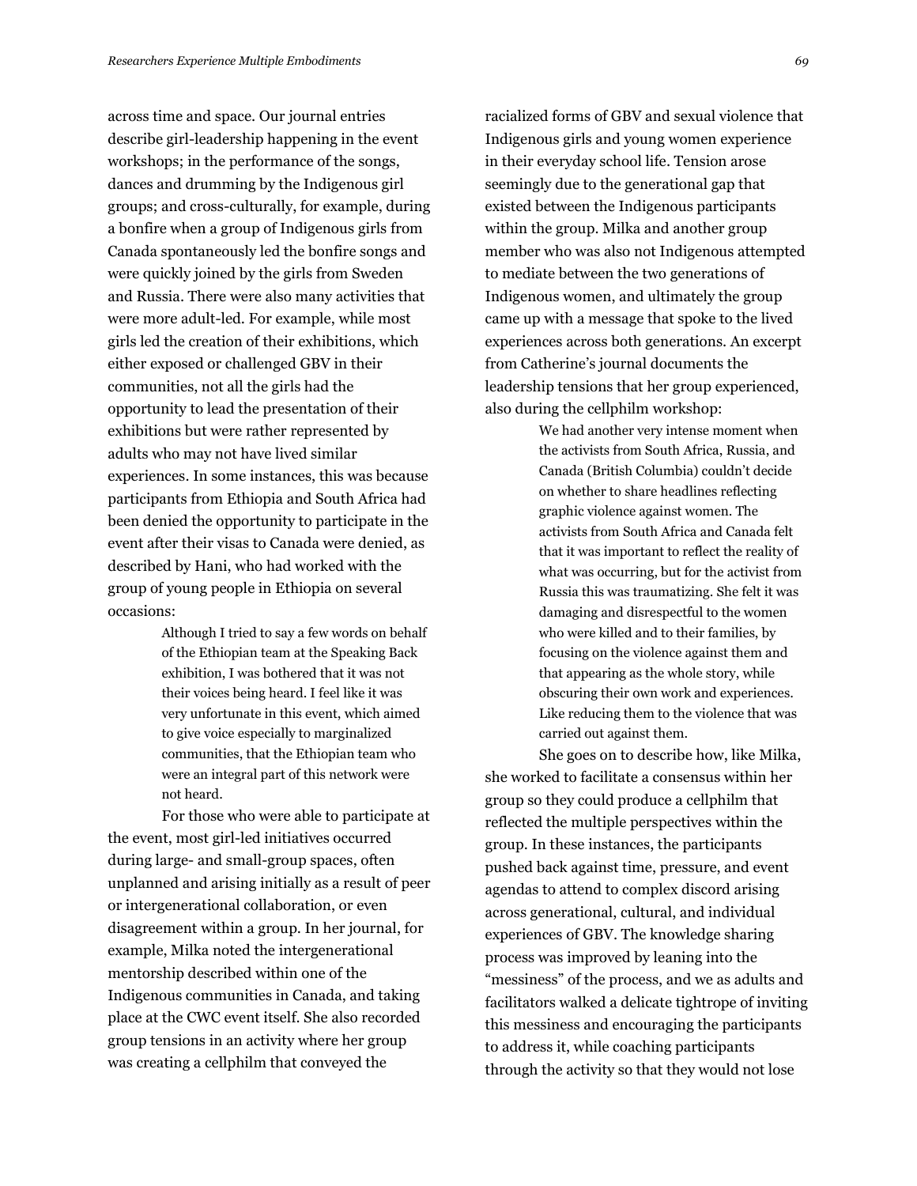across time and space. Our journal entries describe girl-leadership happening in the event workshops; in the performance of the songs, dances and drumming by the Indigenous girl groups; and cross-culturally, for example, during a bonfire when a group of Indigenous girls from Canada spontaneously led the bonfire songs and were quickly joined by the girls from Sweden and Russia. There were also many activities that were more adult-led. For example, while most girls led the creation of their exhibitions, which either exposed or challenged GBV in their communities, not all the girls had the opportunity to lead the presentation of their exhibitions but were rather represented by adults who may not have lived similar experiences. In some instances, this was because participants from Ethiopia and South Africa had been denied the opportunity to participate in the event after their visas to Canada were denied, as described by Hani, who had worked with the group of young people in Ethiopia on several occasions:

> Although I tried to say a few words on behalf of the Ethiopian team at the Speaking Back exhibition, I was bothered that it was not their voices being heard. I feel like it was very unfortunate in this event, which aimed to give voice especially to marginalized communities, that the Ethiopian team who were an integral part of this network were not heard.

For those who were able to participate at the event, most girl-led initiatives occurred during large- and small-group spaces, often unplanned and arising initially as a result of peer or intergenerational collaboration, or even disagreement within a group. In her journal, for example, Milka noted the intergenerational mentorship described within one of the Indigenous communities in Canada, and taking place at the CWC event itself. She also recorded group tensions in an activity where her group was creating a cellphilm that conveyed the racialized forms of GBV and sexual violence that Indigenous girls and young women experience in their everyday school life. Tension arose seemingly due to the generational gap that existed between the Indigenous participants within the group. Milka and another group member who was also not Indigenous attempted to mediate between the two generations of Indigenous women, and ultimately the group came up with a message that spoke to the lived experiences across both generations. An excerpt from Catherine's journal documents the leadership tensions that her group experienced, also during the cellphilm workshop:

> We had another very intense moment when the activists from South Africa, Russia, and Canada (British Columbia) couldn't decide on whether to share headlines reflecting graphic violence against women. The activists from South Africa and Canada felt that it was important to reflect the reality of what was occurring, but for the activist from Russia this was traumatizing. She felt it was damaging and disrespectful to the women who were killed and to their families, by focusing on the violence against them and that appearing as the whole story, while obscuring their own work and experiences. Like reducing them to the violence that was carried out against them.

She goes on to describe how, like Milka, she worked to facilitate a consensus within her group so they could produce a cellphilm that reflected the multiple perspectives within the group. In these instances, the participants pushed back against time, pressure, and event agendas to attend to complex discord arising across generational, cultural, and individual experiences of GBV. The knowledge sharing process was improved by leaning into the "messiness" of the process, and we as adults and facilitators walked a delicate tightrope of inviting this messiness and encouraging the participants to address it, while coaching participants through the activity so that they would not lose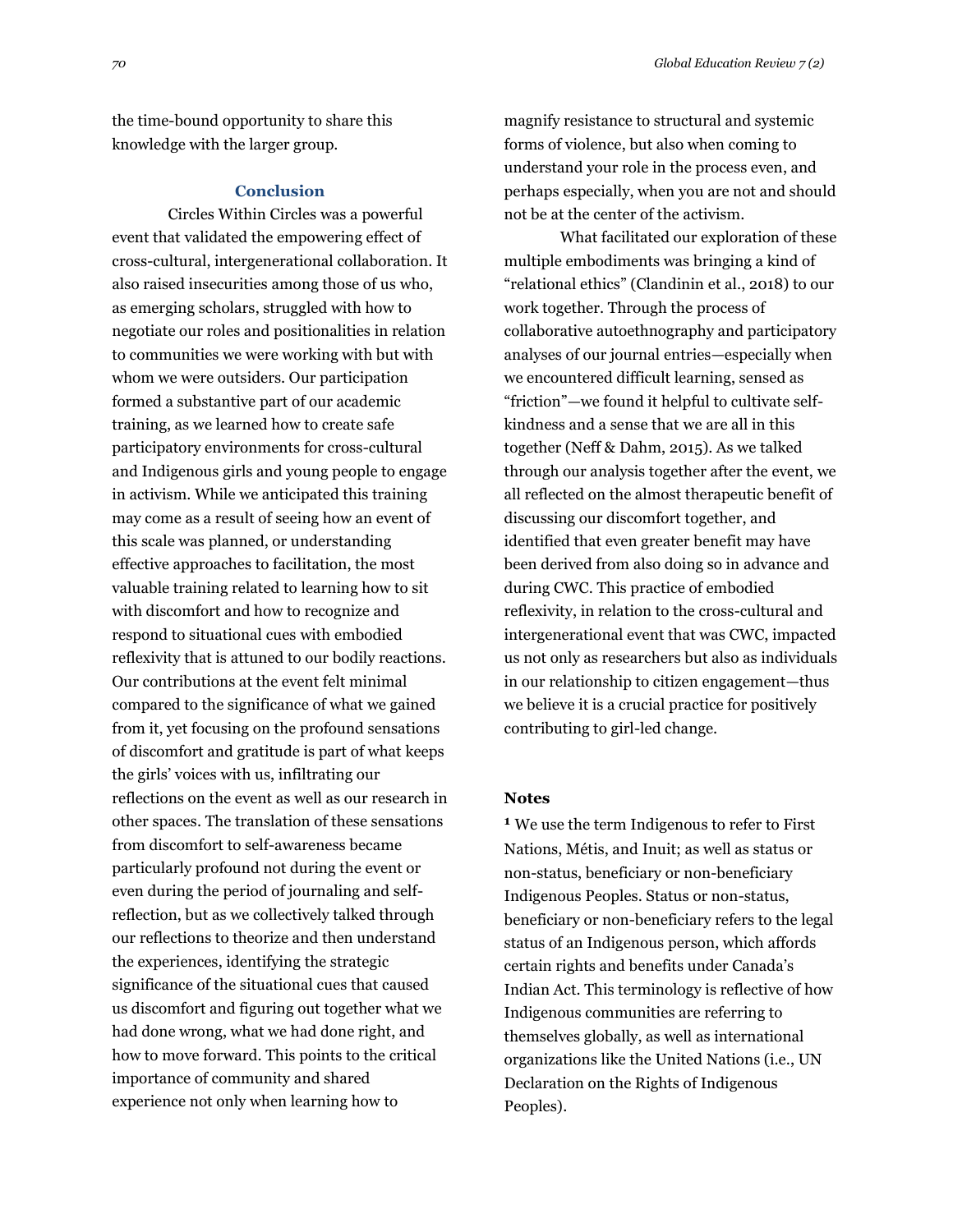the time-bound opportunity to share this knowledge with the larger group.

## Conclusion

Circles Within Circles was a powerful event that validated the empowering effect of cross-cultural, intergenerational collaboration. It also raised insecurities among those of us who, as emerging scholars, struggled with how to negotiate our roles and positionalities in relation to communities we were working with but with whom we were outsiders. Our participation formed a substantive part of our academic training, as we learned how to create safe participatory environments for cross-cultural and Indigenous girls and young people to engage in activism. While we anticipated this training may come as a result of seeing how an event of this scale was planned, or understanding effective approaches to facilitation, the most valuable training related to learning how to sit with discomfort and how to recognize and respond to situational cues with embodied reflexivity that is attuned to our bodily reactions. Our contributions at the event felt minimal compared to the significance of what we gained from it, yet focusing on the profound sensations of discomfort and gratitude is part of what keeps the girls' voices with us, infiltrating our reflections on the event as well as our research in other spaces. The translation of these sensations from discomfort to self-awareness became particularly profound not during the event or even during the period of journaling and self-reflection, but as we collectively talked through our reflections to theorize and then understand the experiences, identifying the strategic significance of the situational cues that caused us discomfort and figuring out together what we had done wrong, what we had done right, and how to move forward. This points to the critical importance of community and shared experience not only when learning how to magnify resistance to structural and systemic forms of violence, but also when coming to understand your role in the process even, and perhaps especially, when you are not and should not be at the center of the activism.

What facilitated our exploration of these multiple embodiments was bringing a kind of "relational ethics" (Clandinin et al., 2018) to our work together. Through the process of collaborative autoethnography and participatory analyses of our journal entries—especially when we encountered difficult learning, sensed as "friction"—we found it helpful to cultivate self-kindness and a sense that we are all in this together (Neff & Dahm, 2015). As we talked through our analysis together after the event, we all reflected on the almost therapeutic benefit of discussing our discomfort together, and identified that even greater benefit may have been derived from also doing so in advance and during CWC. This practice of embodied reflexivity, in relation to the cross-cultural and intergenerational event that was CWC, impacted us not only as researchers but also as individuals in our relationship to citizen engagement—thus we believe it is a crucial practice for positively contributing to girl-led change.

### Notes

[1] We use the term Indigenous to refer to First Nations, Métis, and Inuit; as well as status or non-status, beneficiary or non-beneficiary Indigenous Peoples. Status or non-status, beneficiary or non-beneficiary refers to the legal status of an Indigenous person, which affords certain rights and benefits under Canada's Indian Act. This terminology is reflective of how Indigenous communities are referring to themselves globally, as well as international organizations like the United Nations (i.e., UN Declaration on the Rights of Indigenous Peoples).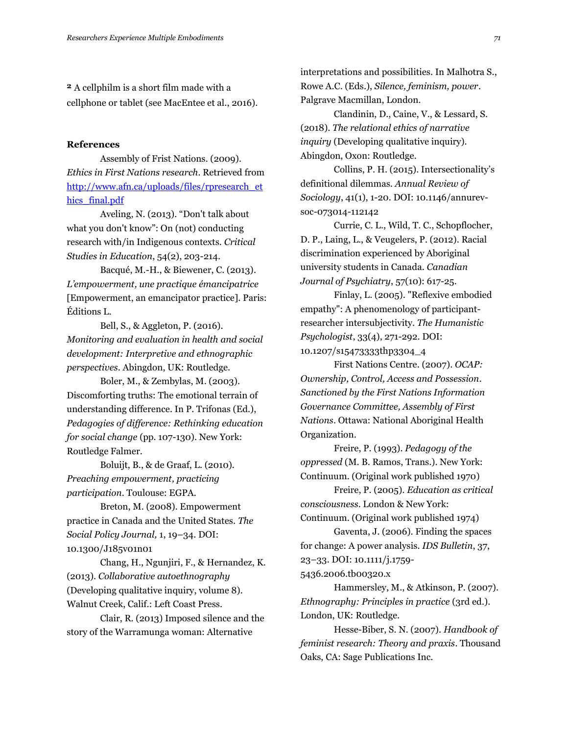[2] A cellphilm is a short film made with a cellphone or tablet (see MacEntee et al., 2016).

**References**

Assembly of Frist Nations. (2009). *Ethics in First Nations research*. Retrieved from http://www.afn.ca/uploads/files/rpresearch_ethics_final.pdf

Aveling, N. (2013). "Don't talk about what you don't know": On (not) conducting research with/in Indigenous contexts. *Critical Studies in Education*, 54(2), 203-214.

Bacqué, M.-H., & Biewener, C. (2013). *L'empowerment, une practique émancipatrice* [Empowerment, an emancipator practice]. Paris: Éditions L.

Bell, S., & Aggleton, P. (2016). *Monitoring and evaluation in health and social development: Interpretive and ethnographic perspectives*. Abingdon, UK: Routledge.

Boler, M., & Zembylas, M. (2003). Discomforting truths: The emotional terrain of understanding difference. In P. Trifonas (Ed.), *Pedagogies of difference: Rethinking education for social change* (pp. 107-130). New York: Routledge Falmer.

Boluijt, B., & de Graaf, L. (2010). *Preaching empowerment, practicing participation*. Toulouse: EGPA.

Breton, M. (2008). Empowerment practice in Canada and the United States. *The Social Policy Journal,* 1, 19–34. DOI: 10.1300/J185v01n01

Chang, H., Ngunjiri, F., & Hernandez, K. (2013). *Collaborative autoethnography* (Developing qualitative inquiry, volume 8). Walnut Creek, Calif.: Left Coast Press.

Clair, R. (2013) Imposed silence and the story of the Warramunga woman: Alternative interpretations and possibilities. In Malhotra S., Rowe A.C. (Eds.), *Silence, feminism, power*. Palgrave Macmillan, London.

Clandinin, D., Caine, V., & Lessard, S. (2018). *The relational ethics of narrative inquiry* (Developing qualitative inquiry). Abingdon, Oxon: Routledge.

Collins, P. H. (2015). Intersectionality's definitional dilemmas. *Annual Review of Sociology*, 41(1), 1-20. DOI: 10.1146/annurev-soc-073014-112142

Currie, C. L., Wild, T. C., Schopflocher, D. P., Laing, L., & Veugelers, P. (2012). Racial discrimination experienced by Aboriginal university students in Canada. *Canadian Journal of Psychiatry*, 57(10): 617-25.

Finlay, L. (2005). "Reflexive embodied empathy": A phenomenology of participant-researcher intersubjectivity. *The Humanistic Psychologist*, 33(4), 271-292. DOI: 10.1207/s15473333thp3304_4

First Nations Centre. (2007). *OCAP: Ownership, Control, Access and Possession. Sanctioned by the First Nations Information Governance Committee, Assembly of First Nations*. Ottawa: National Aboriginal Health Organization.

Freire, P. (1993). *Pedagogy of the oppressed* (M. B. Ramos, Trans.). New York: Continuum. (Original work published 1970)

Freire, P. (2005). *Education as critical consciousness*. London & New York: Continuum. (Original work published 1974)

Gaventa, J. (2006). Finding the spaces for change: A power analysis. *IDS Bulletin*, 37, 23–33. DOI: 10.1111/j.1759-5436.2006.tb00320.x

Hammersley, M., & Atkinson, P. (2007). *Ethnography: Principles in practice* (3rd ed.). London, UK: Routledge.

Hesse-Biber, S. N. (2007). *Handbook of feminist research: Theory and praxis*. Thousand Oaks, CA: Sage Publications Inc.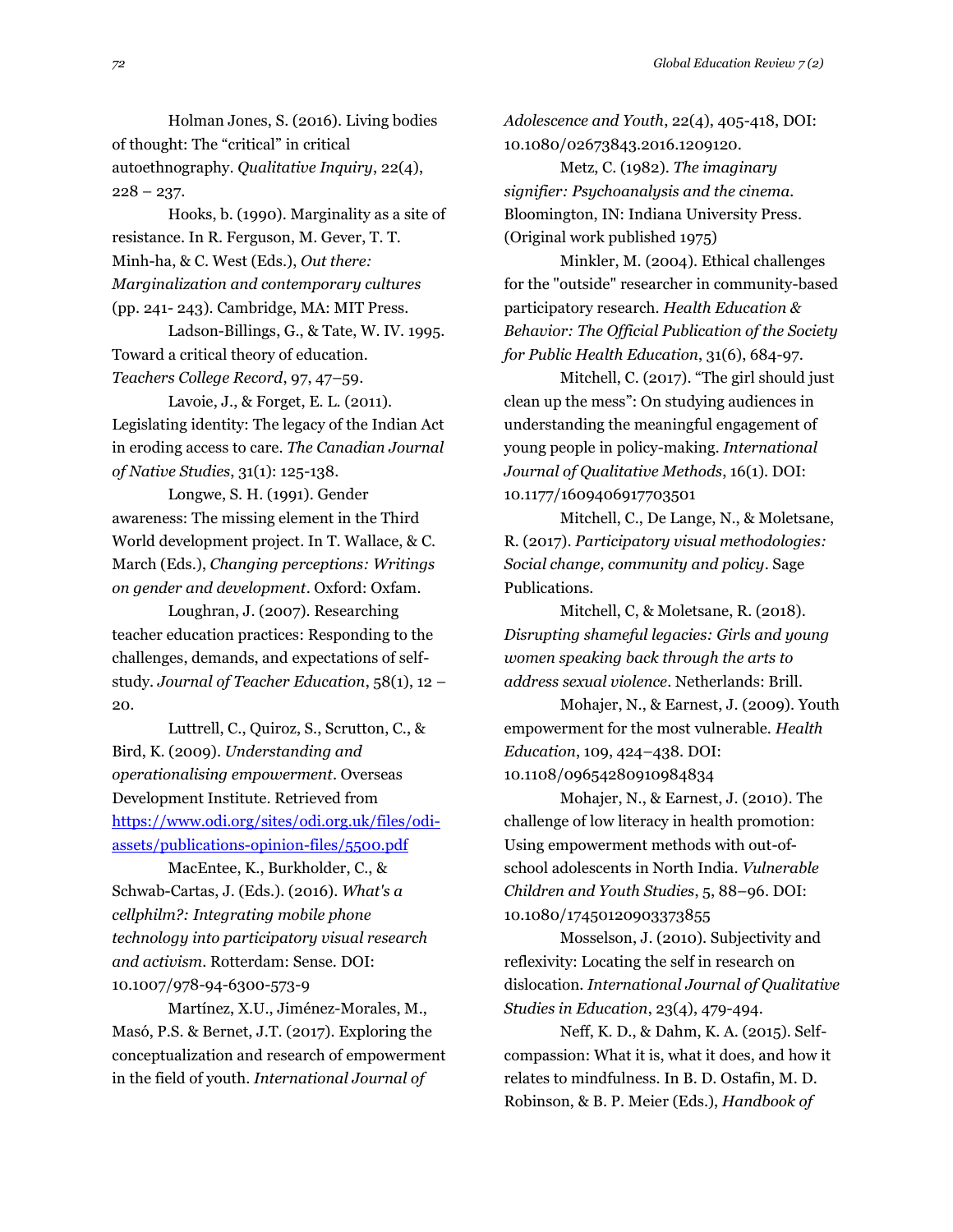Holman Jones, S. (2016). Living bodies of thought: The "critical" in critical autoethnography. *Qualitative Inquiry*, 22(4), 228 – 237.

Hooks, b. (1990). Marginality as a site of resistance. In R. Ferguson, M. Gever, T. T. Minh-ha, & C. West (Eds.), *Out there: Marginalization and contemporary cultures* (pp. 241- 243). Cambridge, MA: MIT Press.

Ladson-Billings, G., & Tate, W. IV. 1995. Toward a critical theory of education. *Teachers College Record*, 97, 47–59.

Lavoie, J., & Forget, E. L. (2011). Legislating identity: The legacy of the Indian Act in eroding access to care. *The Canadian Journal of Native Studies*, 31(1): 125-138.

Longwe, S. H. (1991). Gender awareness: The missing element in the Third World development project. In T. Wallace, & C. March (Eds.), *Changing perceptions: Writings on gender and development*. Oxford: Oxfam.

Loughran, J. (2007). Researching teacher education practices: Responding to the challenges, demands, and expectations of self-study. *Journal of Teacher Education*, 58(1), 12 – 20.

Luttrell, C., Quiroz, S., Scrutton, C., & Bird, K. (2009). *Understanding and operationalising empowerment*. Overseas Development Institute. Retrieved from [https://www.odi.org/sites/odi.org.uk/files/odi-assets/publications-opinion-files/5500.pdf](https://www.odi.org/sites/odi.org.uk/files/odi-assets/publications-opinion-files/5500.pdf)

MacEntee, K., Burkholder, C., & Schwab-Cartas, J. (Eds.). (2016). *What's a cellphilm?: Integrating mobile phone technology into participatory visual research and activism*. Rotterdam: Sense. DOI: 10.1007/978-94-6300-573-9

Martínez, X.U., Jiménez-Morales, M., Masó, P.S. & Bernet, J.T. (2017). Exploring the conceptualization and research of empowerment in the field of youth. *International Journal of Adolescence and Youth*, 22(4), 405-418, DOI: 10.1080/02673843.2016.1209120.

Metz, C. (1982). *The imaginary signifier: Psychoanalysis and the cinema.* Bloomington, IN: Indiana University Press. (Original work published 1975)

Minkler, M. (2004). Ethical challenges for the "outside" researcher in community-based participatory research. *Health Education & Behavior: The Official Publication of the Society for Public Health Education*, 31(6), 684-97.

Mitchell, C. (2017). "The girl should just clean up the mess": On studying audiences in understanding the meaningful engagement of young people in policy-making. *International Journal of Qualitative Methods*, 16(1). DOI: 10.1177/1609406917703501

Mitchell, C., De Lange, N., & Moletsane, R. (2017). *Participatory visual methodologies: Social change, community and policy*. Sage Publications.

Mitchell, C, & Moletsane, R. (2018). *Disrupting shameful legacies: Girls and young women speaking back through the arts to address sexual violence*. Netherlands: Brill.

Mohajer, N., & Earnest, J. (2009). Youth empowerment for the most vulnerable. *Health Education*, 109, 424–438. DOI: 10.1108/09654280910984834

Mohajer, N., & Earnest, J. (2010). The challenge of low literacy in health promotion: Using empowerment methods with out-of-school adolescents in North India. *Vulnerable Children and Youth Studies*, 5, 88–96. DOI: 10.1080/17450120903373855

Mosselson, J. (2010). Subjectivity and reflexivity: Locating the self in research on dislocation. *International Journal of Qualitative Studies in Education*, 23(4), 479-494.

Neff, K. D., & Dahm, K. A. (2015). Self-compassion: What it is, what it does, and how it relates to mindfulness. In B. D. Ostafin, M. D. Robinson, & B. P. Meier (Eds.), *Handbook of*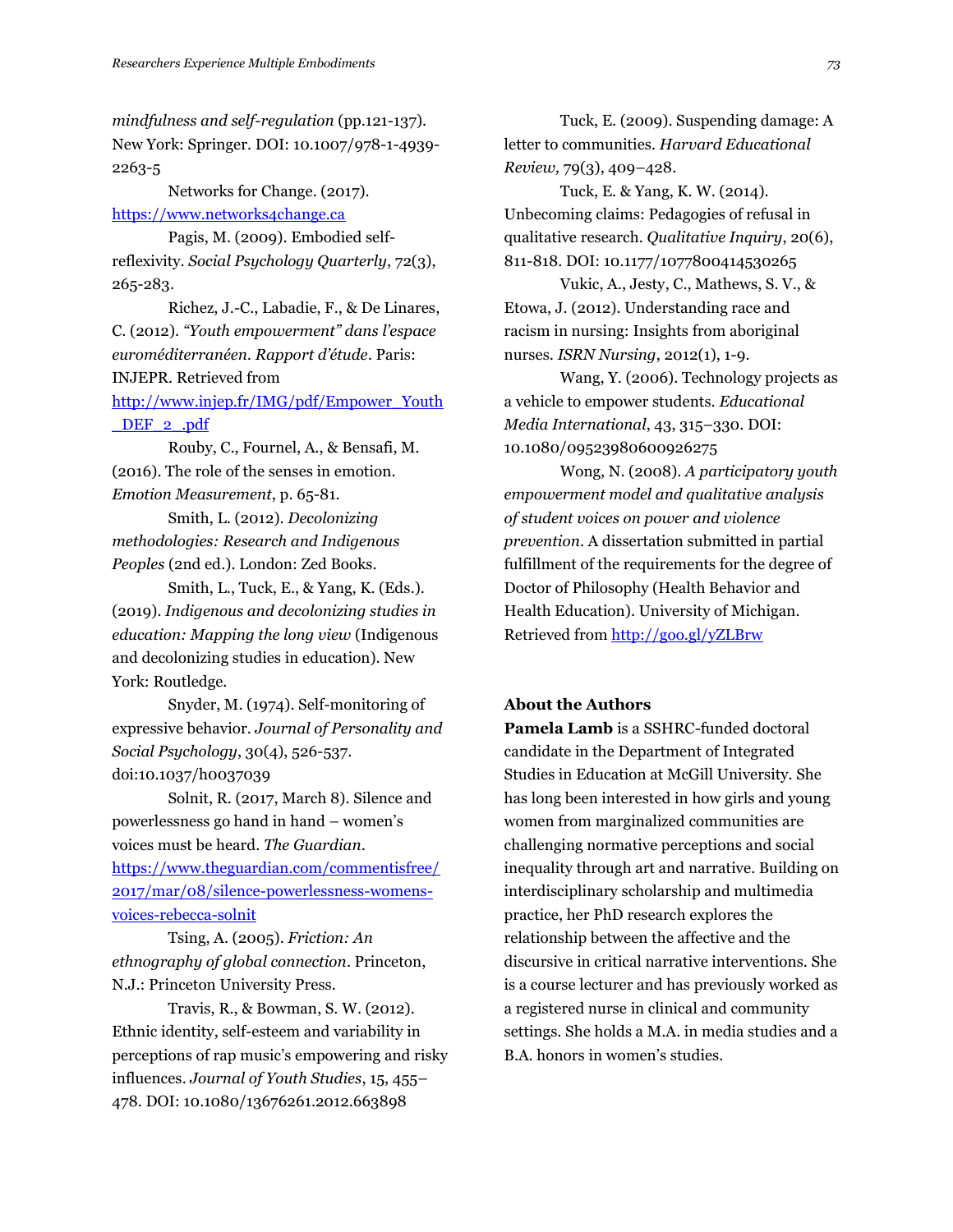*mindfulness and self-regulation* (pp.121-137). New York: Springer. DOI: 10.1007/978-1-4939-2263-5

Networks for Change. (2017). https://www.networks4change.ca

Pagis, M. (2009). Embodied self-reflexivity. *Social Psychology Quarterly*, 72(3), 265-283.

Richez, J.-C., Labadie, F., & De Linares, C. (2012). *"Youth empowerment" dans l'espace euroméditerranéen. Rapport d'étude*. Paris: INJEPR. Retrieved from http://www.injep.fr/IMG/pdf/Empower_Youth_DEF_2_.pdf

Rouby, C., Fournel, A., & Bensafi, M. (2016). The role of the senses in emotion. *Emotion Measurement*, p. 65-81.

Smith, L. (2012). *Decolonizing methodologies: Research and Indigenous Peoples* (2nd ed.). London: Zed Books.

Smith, L., Tuck, E., & Yang, K. (Eds.). (2019). *Indigenous and decolonizing studies in education: Mapping the long view* (Indigenous and decolonizing studies in education). New York: Routledge.

Snyder, M. (1974). Self-monitoring of expressive behavior. *Journal of Personality and Social Psychology*, 30(4), 526-537. doi:10.1037/h0037039

Solnit, R. (2017, March 8). Silence and powerlessness go hand in hand – women's voices must be heard. *The Guardian*. https://www.theguardian.com/commentisfree/2017/mar/08/silence-powerlessness-womens-voices-rebecca-solnit

Tsing, A. (2005). *Friction: An ethnography of global connection*. Princeton, N.J.: Princeton University Press.

Travis, R., & Bowman, S. W. (2012). Ethnic identity, self-esteem and variability in perceptions of rap music's empowering and risky influences. *Journal of Youth Studies*, 15, 455–478. DOI: 10.1080/13676261.2012.663898

Tuck, E. (2009). Suspending damage: A letter to communities. *Harvard Educational Review,* 79(3), 409–428.

Tuck, E. & Yang, K. W. (2014). Unbecoming claims: Pedagogies of refusal in qualitative research. *Qualitative Inquiry*, 20(6), 811-818. DOI: 10.1177/1077800414530265

Vukic, A., Jesty, C., Mathews, S. V., & Etowa, J. (2012). Understanding race and racism in nursing: Insights from aboriginal nurses. *ISRN Nursing*, 2012(1), 1-9.

Wang, Y. (2006). Technology projects as a vehicle to empower students. *Educational Media International*, 43, 315–330. DOI: 10.1080/09523980600926275

Wong, N. (2008). *A participatory youth empowerment model and qualitative analysis of student voices on power and violence prevention*. A dissertation submitted in partial fulfillment of the requirements for the degree of Doctor of Philosophy (Health Behavior and Health Education). University of Michigan. Retrieved from http://goo.gl/yZLBrw

**About the Authors**

**Pamela Lamb** is a SSHRC-funded doctoral candidate in the Department of Integrated Studies in Education at McGill University. She has long been interested in how girls and young women from marginalized communities are challenging normative perceptions and social inequality through art and narrative. Building on interdisciplinary scholarship and multimedia practice, her PhD research explores the relationship between the affective and the discursive in critical narrative interventions. She is a course lecturer and has previously worked as a registered nurse in clinical and community settings. She holds a M.A. in media studies and a B.A. honors in women's studies.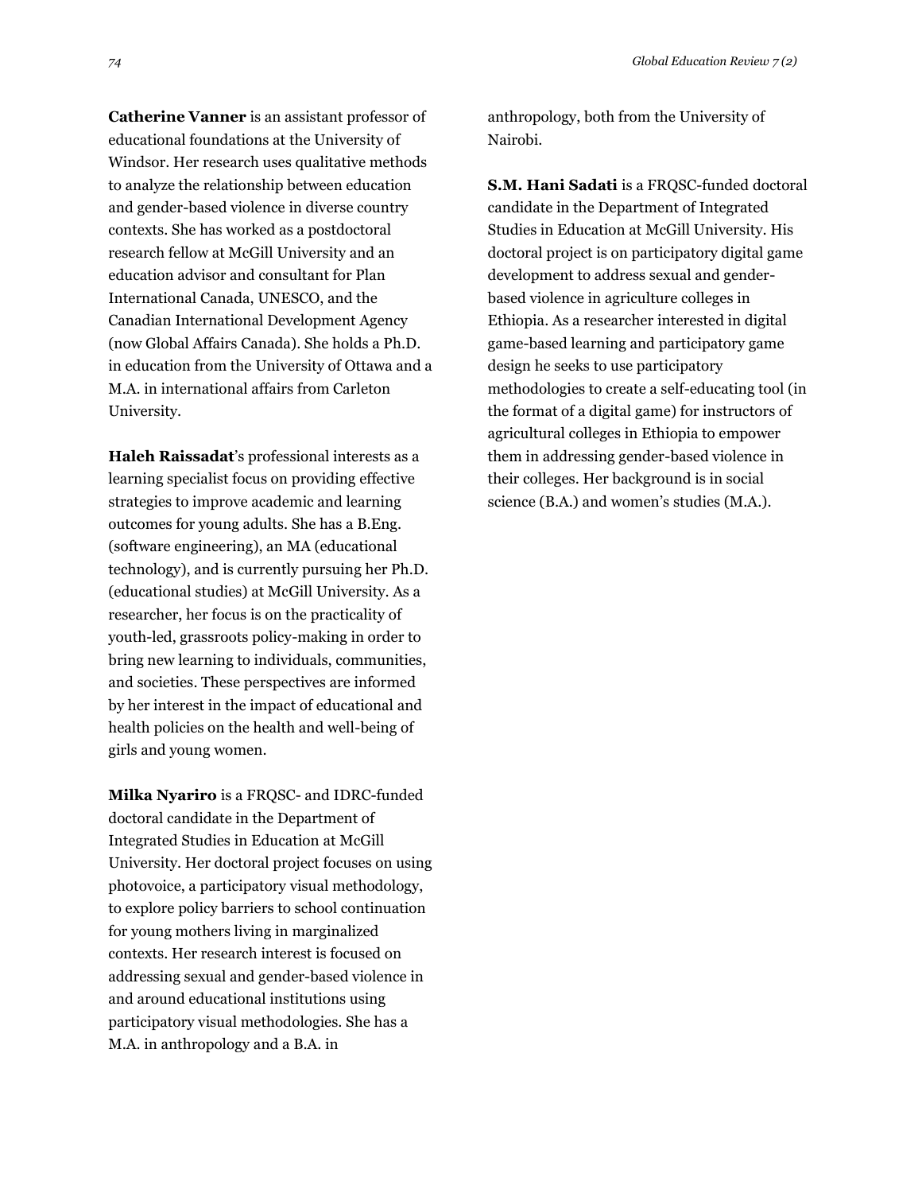**Catherine Vanner** is an assistant professor of educational foundations at the University of Windsor. Her research uses qualitative methods to analyze the relationship between education and gender-based violence in diverse country contexts. She has worked as a postdoctoral research fellow at McGill University and an education advisor and consultant for Plan International Canada, UNESCO, and the Canadian International Development Agency (now Global Affairs Canada). She holds a Ph.D. in education from the University of Ottawa and a M.A. in international affairs from Carleton University.

**Haleh Raissadat**'s professional interests as a learning specialist focus on providing effective strategies to improve academic and learning outcomes for young adults. She has a B.Eng. (software engineering), an MA (educational technology), and is currently pursuing her Ph.D. (educational studies) at McGill University. As a researcher, her focus is on the practicality of youth-led, grassroots policy-making in order to bring new learning to individuals, communities, and societies. These perspectives are informed by her interest in the impact of educational and health policies on the health and well-being of girls and young women.

**Milka Nyariro** is a FRQSC- and IDRC-funded doctoral candidate in the Department of Integrated Studies in Education at McGill University. Her doctoral project focuses on using photovoice, a participatory visual methodology, to explore policy barriers to school continuation for young mothers living in marginalized contexts. Her research interest is focused on addressing sexual and gender-based violence in and around educational institutions using participatory visual methodologies. She has a M.A. in anthropology and a B.A. in anthropology, both from the University of Nairobi.

**S.M. Hani Sadati** is a FRQSC-funded doctoral candidate in the Department of Integrated Studies in Education at McGill University. His doctoral project is on participatory digital game development to address sexual and gender-based violence in agriculture colleges in Ethiopia. As a researcher interested in digital game-based learning and participatory game design he seeks to use participatory methodologies to create a self-educating tool (in the format of a digital game) for instructors of agricultural colleges in Ethiopia to empower them in addressing gender-based violence in their colleges. Her background is in social science (B.A.) and women's studies (M.A.).